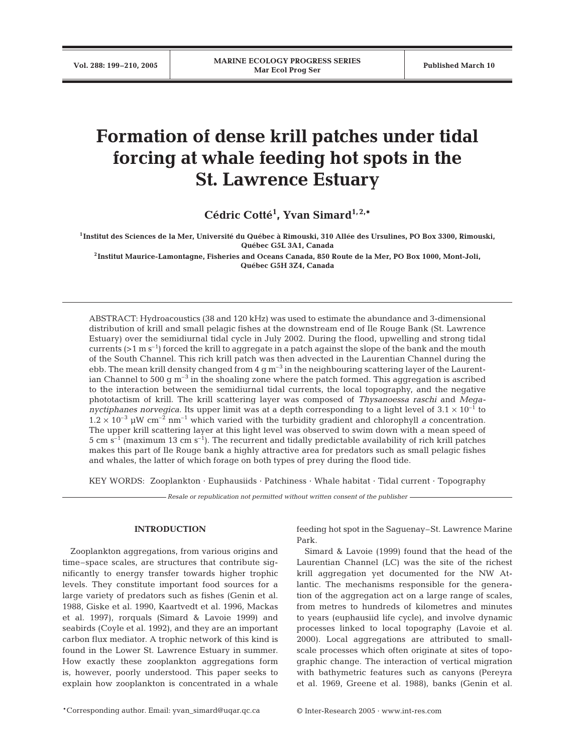# Formation of dense krill patches under tidal forcing at whale feeding hot spots in the St. Lawrence Estuary

**Cédric Cotté[1], Yvan Simard[1,2,*]**

[1]Institut des Sciences de la Mer, Université du Québec à Rimouski, 310 Allée des Ursulines, PO Box 3300, Rimouski, Québec G5L 3A1, Canada

[2]Institut Maurice-Lamontagne, Fisheries and Oceans Canada, 850 Route de la Mer, PO Box 1000, Mont-Joli, Québec G5H 3Z4, Canada

ABSTRACT: Hydroacoustics (38 and 120 kHz) was used to estimate the abundance and 3-dimensional distribution of krill and small pelagic fishes at the downstream end of Ile Rouge Bank (St. Lawrence Estuary) over the semidiurnal tidal cycle in July 2002. During the flood, upwelling and strong tidal currents (>1 m $s^{-1}$) forced the krill to aggregate in a patch against the slope of the bank and the mouth of the South Channel. This rich krill patch was then advected in the Laurentian Channel during the ebb. The mean krill density changed from 4 g $m^{-3}$ in the neighbouring scattering layer of the Laurentian Channel to 500 g $m^{-3}$ in the shoaling zone where the patch formed. This aggregation is ascribed to the interaction between the semidiurnal tidal currents, the local topography, and the negative phototactism of krill. The krill scattering layer was composed of *Thysanoessa raschi* and *Meganyctiphanes norvegica*. Its upper limit was at a depth corresponding to a light level of $3.1 \times 10^{-1}$ to $1.2 \times 10^{-3}$ µW $cm^{-2}$ $nm^{-1}$ which varied with the turbidity gradient and chlorophyll *a* concentration. The upper krill scattering layer at this light level was observed to swim down with a mean speed of 5 cm $s^{-1}$ (maximum 13 cm $s^{-1}$). The recurrent and tidally predictable availability of rich krill patches makes this part of Ile Rouge bank a highly attractive area for predators such as small pelagic fishes and whales, the latter of which forage on both types of prey during the flood tide.

KEY WORDS: Zooplankton · Euphausiids · Patchiness · Whale habitat · Tidal current · Topography

*Resale or republication not permitted without written consent of the publisher*

## INTRODUCTION

Zooplankton aggregations, from various origins and time–space scales, are structures that contribute significantly to energy transfer towards higher trophic levels. They constitute important food sources for a large variety of predators such as fishes (Genin et al. 1988, Giske et al. 1990, Kaartvedt et al. 1996, Mackas et al. 1997), rorquals (Simard & Lavoie 1999) and seabirds (Coyle et al. 1992), and they are an important carbon flux mediator. A trophic network of this kind is found in the Lower St. Lawrence Estuary in summer. How exactly these zooplankton aggregations form is, however, poorly understood. This paper seeks to explain how zooplankton is concentrated in a whale feeding hot spot in the Saguenay–St. Lawrence Marine Park.

Simard & Lavoie (1999) found that the head of the Laurentian Channel (LC) was the site of the richest krill aggregation yet documented for the NW Atlantic. The mechanisms responsible for the generation of the aggregation act on a large range of scales, from metres to hundreds of kilometres and minutes to years (euphausiid life cycle), and involve dynamic processes linked to local topography (Lavoie et al. 2000). Local aggregations are attributed to small-scale processes which often originate at sites of topographic change. The interaction of vertical migration with bathymetric features such as canyons (Pereyra et al. 1969, Greene et al. 1988), banks (Genin et al.

*Corresponding author. Email: yvan_simard@uqar.qc.ca

© Inter-Research 2005 · www.int-res.com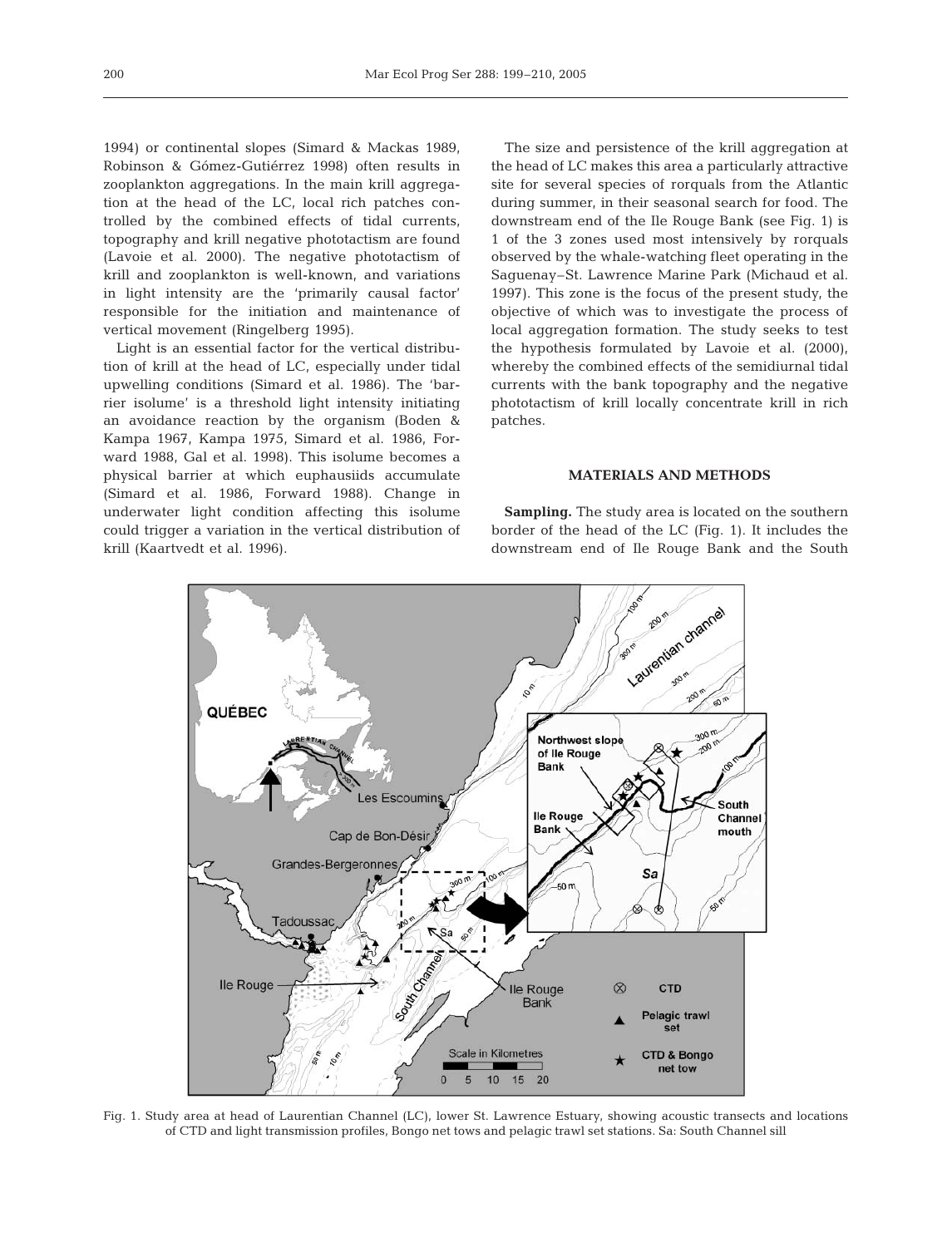1994) or continental slopes (Simard & Mackas 1989, Robinson & Gómez-Gutiérrez 1998) often results in zooplankton aggregations. In the main krill aggregation at the head of the LC, local rich patches controlled by the combined effects of tidal currents, topography and krill negative phototactism are found (Lavoie et al. 2000). The negative phototactism of krill and zooplankton is well-known, and variations in light intensity are the 'primarily causal factor' responsible for the initiation and maintenance of vertical movement (Ringelberg 1995).

Light is an essential factor for the vertical distribution of krill at the head of LC, especially under tidal upwelling conditions (Simard et al. 1986). The 'barrier isolume' is a threshold light intensity initiating an avoidance reaction by the organism (Boden & Kampa 1967, Kampa 1975, Simard et al. 1986, Forward 1988, Gal et al. 1998). This isolume becomes a physical barrier at which euphausiids accumulate (Simard et al. 1986, Forward 1988). Change in underwater light condition affecting this isolume could trigger a variation in the vertical distribution of krill (Kaartvedt et al. 1996).

The size and persistence of the krill aggregation at the head of LC makes this area a particularly attractive site for several species of rorquals from the Atlantic during summer, in their seasonal search for food. The downstream end of the Ile Rouge Bank (see Fig. 1) is 1 of the 3 zones used most intensively by rorquals observed by the whale-watching fleet operating in the Saguenay–St. Lawrence Marine Park (Michaud et al. 1997). This zone is the focus of the present study, the objective of which was to investigate the process of local aggregation formation. The study seeks to test the hypothesis formulated by Lavoie et al. (2000), whereby the combined effects of the semidiurnal tidal currents with the bank topography and the negative phototactism of krill locally concentrate krill in rich patches.

## MATERIALS AND METHODS

**Sampling.** The study area is located on the southern border of the head of the LC (Fig. 1). It includes the downstream end of Ile Rouge Bank and the South

Fig. 1. Study area at head of Laurentian Channel (LC), lower St. Lawrence Estuary, showing acoustic transects and locations of CTD and light transmission profiles, Bongo net tows and pelagic trawl set stations. Sa: South Channel sill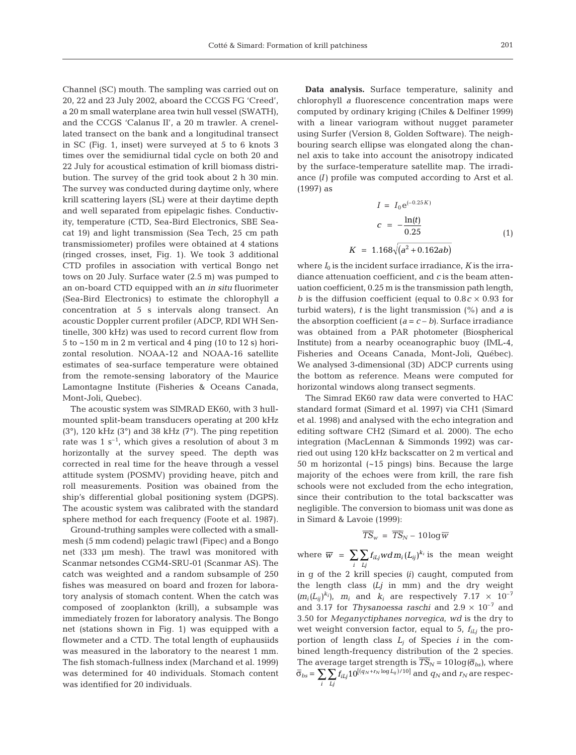Channel (SC) mouth. The sampling was carried out on 20, 22 and 23 July 2002, aboard the CCGS FG 'Creed', a 20 m small waterplane area twin hull vessel (SWATH), and the CCGS 'Calanus II', a 20 m trawler. A crenellated transect on the bank and a longitudinal transect in SC (Fig. 1, inset) were surveyed at 5 to 6 knots 3 times over the semidiurnal tidal cycle on both 20 and 22 July for acoustical estimation of krill biomass distribution. The survey of the grid took about 2 h 30 min. The survey was conducted during daytime only, where krill scattering layers (SL) were at their daytime depth and well separated from epipelagic fishes. Conductivity, temperature (CTD, Sea-Bird Electronics, SBE Seacat 19) and light transmission (Sea Tech, 25 cm path transmissiometer) profiles were obtained at 4 stations (ringed crosses, inset, Fig. 1). We took 3 additional CTD profiles in association with vertical Bongo net tows on 20 July. Surface water (2.5 m) was pumped to an on-board CTD equipped with an *in situ* fluorimeter (Sea-Bird Electronics) to estimate the chlorophyll *a* concentration at 5 s intervals along transect. An acoustic Doppler current profiler (ADCP, RDI WH Sentinelle, 300 kHz) was used to record current flow from 5 to ~150 m in 2 m vertical and 4 ping (10 to 12 s) horizontal resolution. NOAA-12 and NOAA-16 satellite estimates of sea-surface temperature were obtained from the remote-sensing laboratory of the Maurice Lamontagne Institute (Fisheries & Oceans Canada, Mont-Joli, Quebec).

The acoustic system was SIMRAD EK60, with 3 hull-mounted split-beam transducers operating at 200 kHz (3°), 120 kHz (3°) and 38 kHz (7°). The ping repetition rate was 1 $s^{-1}$, which gives a resolution of about 3 m horizontally at the survey speed. The depth was corrected in real time for the heave through a vessel attitude system (POSMV) providing heave, pitch and roll measurements. Position was obained from the ship's differential global positioning system (DGPS). The acoustic system was calibrated with the standard sphere method for each frequency (Foote et al. 1987).

Ground-truthing samples were collected with a small-mesh (5 mm codend) pelagic trawl (Fipec) and a Bongo net (333 µm mesh). The trawl was monitored with Scanmar netsondes CGM4-SRU-01 (Scanmar AS). The catch was weighted and a random subsample of 250 fishes was measured on board and frozen for laboratory analysis of stomach content. When the catch was composed of zooplankton (krill), a subsample was immediately frozen for laboratory analysis. The Bongo net (stations shown in Fig. 1) was equipped with a flowmeter and a CTD. The total length of euphausiids was measured in the laboratory to the nearest 1 mm. The fish stomach-fullness index (Marchand et al. 1999) was determined for 40 individuals. Stomach content was identified for 20 individuals.

**Data analysis.** Surface temperature, salinity and chlorophyll *a* fluorescence concentration maps were computed by ordinary kriging (Chiles & Delfiner 1999) with a linear variogram without nugget parameter using Surfer (Version 8, Golden Software). The neighbouring search ellipse was elongated along the channel axis to take into account the anisotropy indicated by the surface-temperature satellite map. The irradiance ($I$) profile was computed according to Arst et al. (1997) as

$$
\begin{aligned}
I &= I_0 \mathrm{e}^{(-0.25K)} \\
c &= -\frac{\ln(t)}{0.25} \\
K &= 1.168\sqrt{(a^2 + 0.162ab)}
\end{aligned}
\tag{1}
$$

where $I_0$ is the incident surface irradiance, $K$ is the irradiance attenuation coefficient, and $c$ is the beam attenuation coefficient, 0.25 m is the transmission path length, $b$ is the diffusion coefficient (equal to $0.8c \times 0.93$ for turbid waters), $t$ is the light transmission (%) and $a$ is the absorption coefficient ($a = c - b$). Surface irradiance was obtained from a PAR photometer (Biospherical Institute) from a nearby oceanographic buoy (IML-4, Fisheries and Oceans Canada, Mont-Joli, Québec). We analysed 3-dimensional (3D) ADCP currents using the bottom as reference. Means were computed for horizontal windows along transect segments.

The Simrad EK60 raw data were converted to HAC standard format (Simard et al. 1997) via CH1 (Simard et al. 1998) and analysed with the echo integration and editing software CH2 (Simard et al. 2000). The echo integration (MacLennan & Simmonds 1992) was carried out using 120 kHz backscatter on 2 m vertical and 50 m horizontal (~15 pings) bins. Because the large majority of the echoes were from krill, the rare fish schools were not excluded from the echo integration, since their contribution to the total backscatter was negligible. The conversion to biomass unit was done as in Simard & Lavoie (1999):

$$
\overline{TS}_w = \overline{TS}_N - 10\log\overline{w}
$$

where $\overline{w} = \sum_i \sum_{Lj} f_{iLj} wd\, m_i (L_{ij})^{k_i}$ is the mean weight in g of the 2 krill species ($i$) caught, computed from the length class ($Lj$ in mm) and the dry weight ($m_i(L_{ij})^{k_i}$), $m_i$ and $k_i$ are respectively $7.17 \times 10^{-7}$ and 3.17 for *Thysanoessa raschi* and $2.9 \times 10^{-7}$ and 3.50 for *Meganyctiphanes norvegica*, $wd$ is the dry to wet weight conversion factor, equal to 5, $f_{iLj}$ the proportion of length class $L_j$ of Species $i$ in the combined length-frequency distribution of the 2 species. The average target strength is $\overline{TS}_N = 10\log(\bar{\sigma}_{bs})$, where $\bar{\sigma}_{bs} = \sum_i \sum_{Lj} f_{iLj} 10^{[(q_N + r_N \log L_{ij})/10]}$ and $q_N$ and $r_N$ are respec-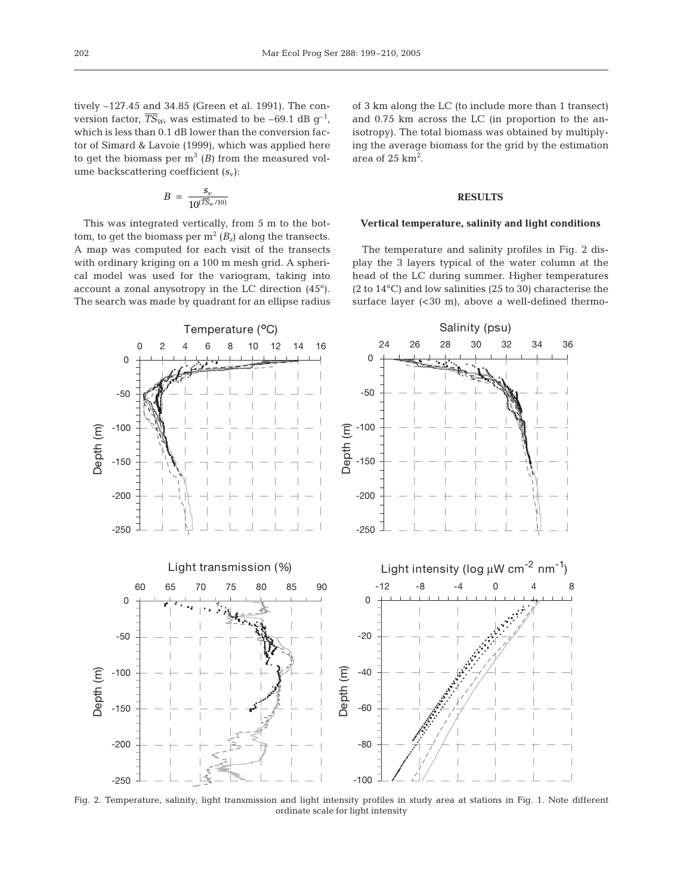tively –127.45 and 34.85 (Green et al. 1991). The conversion factor, $\overline{TS}_W$, was estimated to be –69.1 dB g$^{-1}$, which is less than 0.1 dB lower than the conversion factor of Simard & Lavoie (1999), which was applied here to get the biomass per m$^3$ ($B$) from the measured volume backscattering coefficient ($s_v$):

$$B = \frac{s_v}{10^{(\overline{TS}_w/10)}}$$

This was integrated vertically, from 5 m to the bottom, to get the biomass per m$^2$ ($B_z$) along the transects. A map was computed for each visit of the transects with ordinary kriging on a 100 m mesh grid. A spherical model was used for the variogram, taking into account a zonal anysotropy in the LC direction (45°). The search was made by quadrant for an ellipse radius of 3 km along the LC (to include more than 1 transect) and 0.75 km across the LC (in proportion to the anisotropy). The total biomass was obtained by multiplying the average biomass for the grid by the estimation area of 25 km$^2$.

## RESULTS

### Vertical temperature, salinity and light conditions

The temperature and salinity profiles in Fig. 2 display the 3 layers typical of the water column at the head of the LC during summer. Higher temperatures (2 to 14°C) and low salinities (25 to 30) characterise the surface layer (<30 m), above a well-defined thermo-

Fig. 2. Temperature, salinity, light transmission and light intensity profiles in study area at stations in Fig. 1. Note different ordinate scale for light intensity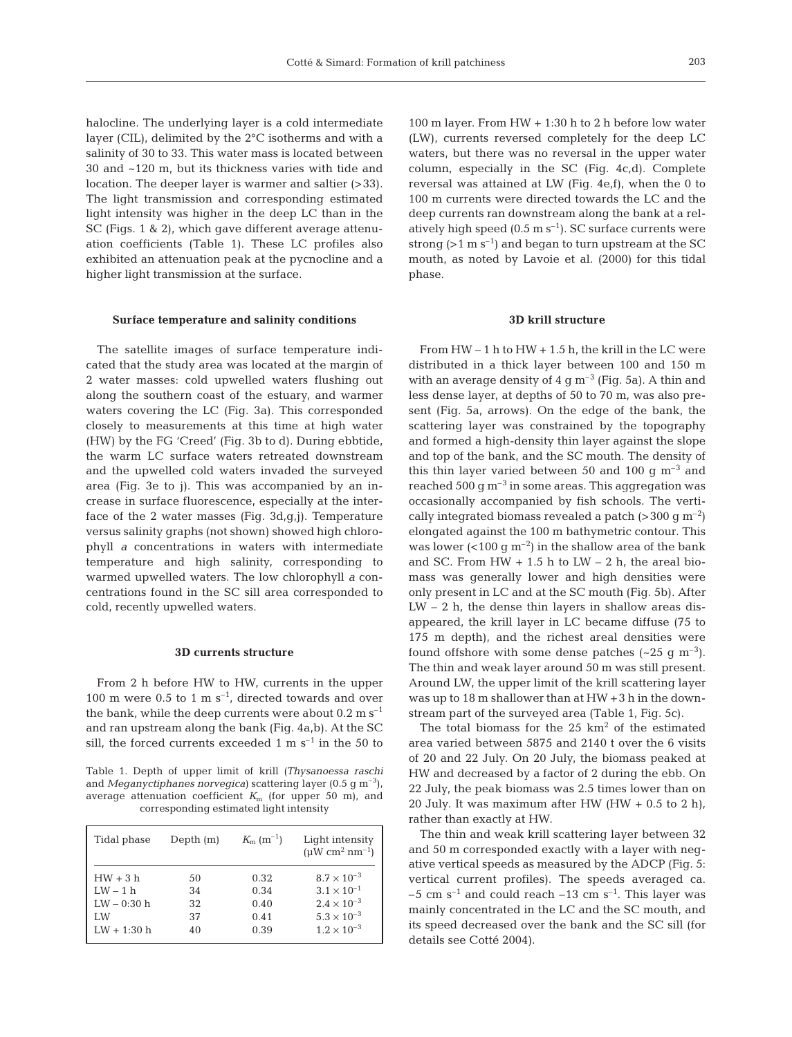halocline. The underlying layer is a cold intermediate layer (CIL), delimited by the 2°C isotherms and with a salinity of 30 to 33. This water mass is located between 30 and ~120 m, but its thickness varies with tide and location. The deeper layer is warmer and saltier (>33). The light transmission and corresponding estimated light intensity was higher in the deep LC than in the SC (Figs. 1 & 2), which gave different average attenuation coefficients (Table 1). These LC profiles also exhibited an attenuation peak at the pycnocline and a higher light transmission at the surface.

### Surface temperature and salinity conditions

The satellite images of surface temperature indicated that the study area was located at the margin of 2 water masses: cold upwelled waters flushing out along the southern coast of the estuary, and warmer waters covering the LC (Fig. 3a). This corresponded closely to measurements at this time at high water (HW) by the FG 'Creed' (Fig. 3b to d). During ebbtide, the warm LC surface waters retreated downstream and the upwelled cold waters invaded the surveyed area (Fig. 3e to j). This was accompanied by an increase in surface fluorescence, especially at the interface of the 2 water masses (Fig. 3d,g,j). Temperature versus salinity graphs (not shown) showed high chlorophyll *a* concentrations in waters with intermediate temperature and high salinity, corresponding to warmed upwelled waters. The low chlorophyll *a* concentrations found in the SC sill area corresponded to cold, recently upwelled waters.

### 3D currents structure

From 2 h before HW to HW, currents in the upper 100 m were 0.5 to 1 m $s^{-1}$, directed towards and over the bank, while the deep currents were about 0.2 m $s^{-1}$ and ran upstream along the bank (Fig. 4a,b). At the SC sill, the forced currents exceeded 1 m $s^{-1}$ in the 50 to 100 m layer. From HW + 1:30 h to 2 h before low water (LW), currents reversed completely for the deep LC waters, but there was no reversal in the upper water column, especially in the SC (Fig. 4c,d). Complete reversal was attained at LW (Fig. 4e,f), when the 0 to 100 m currents were directed towards the LC and the deep currents ran downstream along the bank at a relatively high speed (0.5 m $s^{-1}$). SC surface currents were strong (>1 m $s^{-1}$) and began to turn upstream at the SC mouth, as noted by Lavoie et al. (2000) for this tidal phase.

Table 1. Depth of upper limit of krill (*Thysanoessa raschi* and *Meganyctiphanes norvegica*) scattering layer (0.5 g $m^{-3}$), average attenuation coefficient $K_m$ (for upper 50 m), and corresponding estimated light intensity

| Tidal phase | Depth (m) | $K_m$ ($m^{-1}$) | Light intensity ($\mu W\ cm^2\ nm^{-1}$) |
|---|---|---|---|
| HW + 3 h | 50 | 0.32 | $8.7 \times 10^{-3}$ |
| LW – 1 h | 34 | 0.34 | $3.1 \times 10^{-1}$ |
| LW – 0:30 h | 32 | 0.40 | $2.4 \times 10^{-3}$ |
| LW | 37 | 0.41 | $5.3 \times 10^{-3}$ |
| LW + 1:30 h | 40 | 0.39 | $1.2 \times 10^{-3}$ |

### 3D krill structure

From HW – 1 h to HW + 1.5 h, the krill in the LC were distributed in a thick layer between 100 and 150 m with an average density of 4 g $m^{-3}$ (Fig. 5a). A thin and less dense layer, at depths of 50 to 70 m, was also present (Fig. 5a, arrows). On the edge of the bank, the scattering layer was constrained by the topography and formed a high-density thin layer against the slope and top of the bank, and the SC mouth. The density of this thin layer varied between 50 and 100 g $m^{-3}$ and reached 500 g $m^{-3}$ in some areas. This aggregation was occasionally accompanied by fish schools. The vertically integrated biomass revealed a patch (>300 g $m^{-2}$) elongated against the 100 m bathymetric contour. This was lower (<100 g $m^{-2}$) in the shallow area of the bank and SC. From HW + 1.5 h to LW – 2 h, the areal biomass was generally lower and high densities were only present in LC and at the SC mouth (Fig. 5b). After LW – 2 h, the dense thin layers in shallow areas disappeared, the krill layer in LC became diffuse (75 to 175 m depth), and the richest areal densities were found offshore with some dense patches (~25 g $m^{-3}$). The thin and weak layer around 50 m was still present. Around LW, the upper limit of the krill scattering layer was up to 18 m shallower than at HW + 3 h in the downstream part of the surveyed area (Table 1, Fig. 5c).

The total biomass for the 25 $km^2$ of the estimated area varied between 5875 and 2140 t over the 6 visits of 20 and 22 July. On 20 July, the biomass peaked at HW and decreased by a factor of 2 during the ebb. On 22 July, the peak biomass was 2.5 times lower than on 20 July. It was maximum after HW (HW + 0.5 to 2 h), rather than exactly at HW.

The thin and weak krill scattering layer between 32 and 50 m corresponded exactly with a layer with negative vertical speeds as measured by the ADCP (Fig. 5: vertical current profiles). The speeds averaged ca. –5 cm $s^{-1}$ and could reach –13 cm $s^{-1}$. This layer was mainly concentrated in the LC and the SC mouth, and its speed decreased over the bank and the SC sill (for details see Cotté 2004).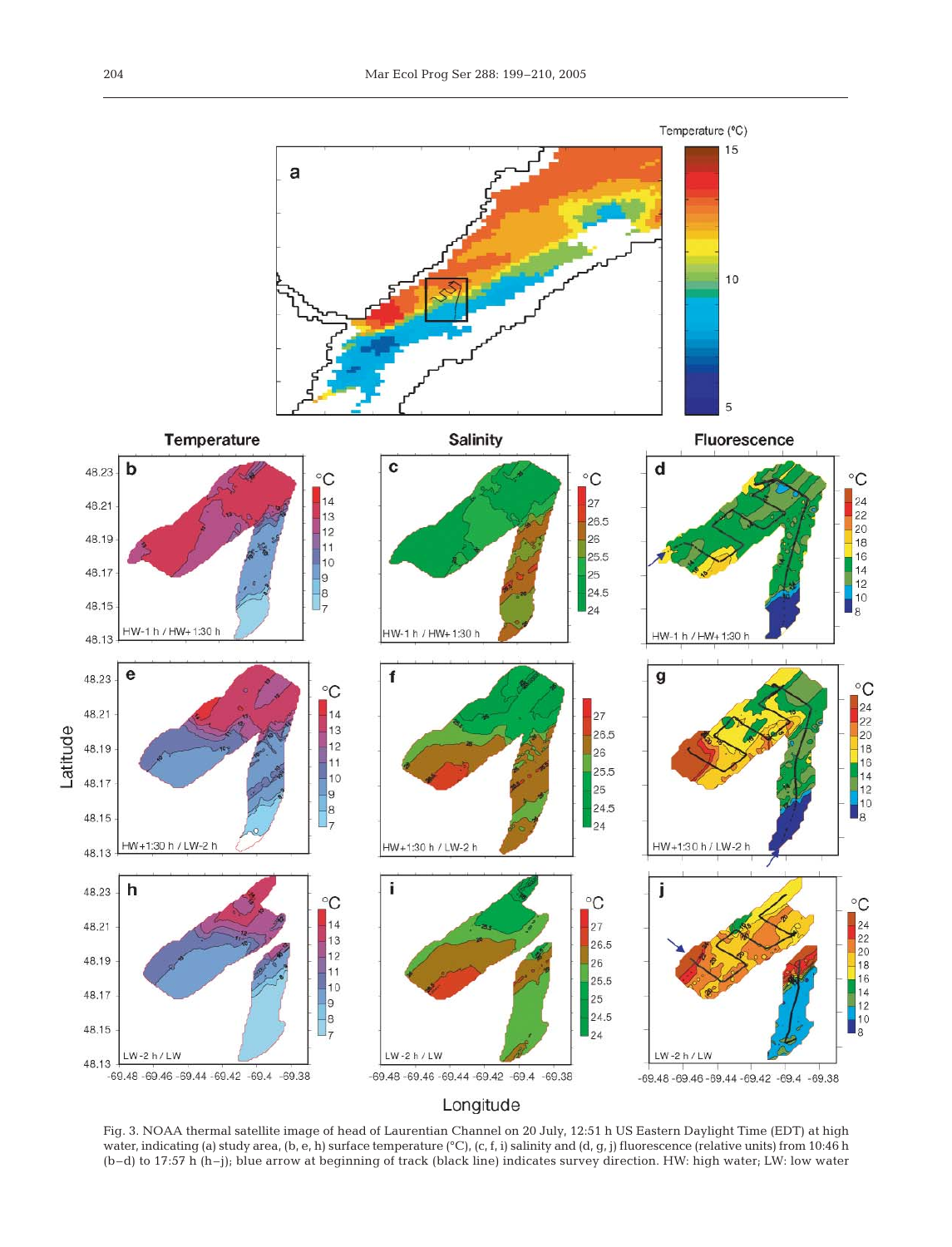Fig. 3. NOAA thermal satellite image of head of Laurentian Channel on 20 July, 12:51 h US Eastern Daylight Time (EDT) at high water, indicating (a) study area, (b, e, h) surface temperature (°C), (c, f, i) salinity and (d, g, j) fluorescence (relative units) from 10:46 h (b–d) to 17:57 h (h–j); blue arrow at beginning of track (black line) indicates survey direction. HW: high water; LW: low water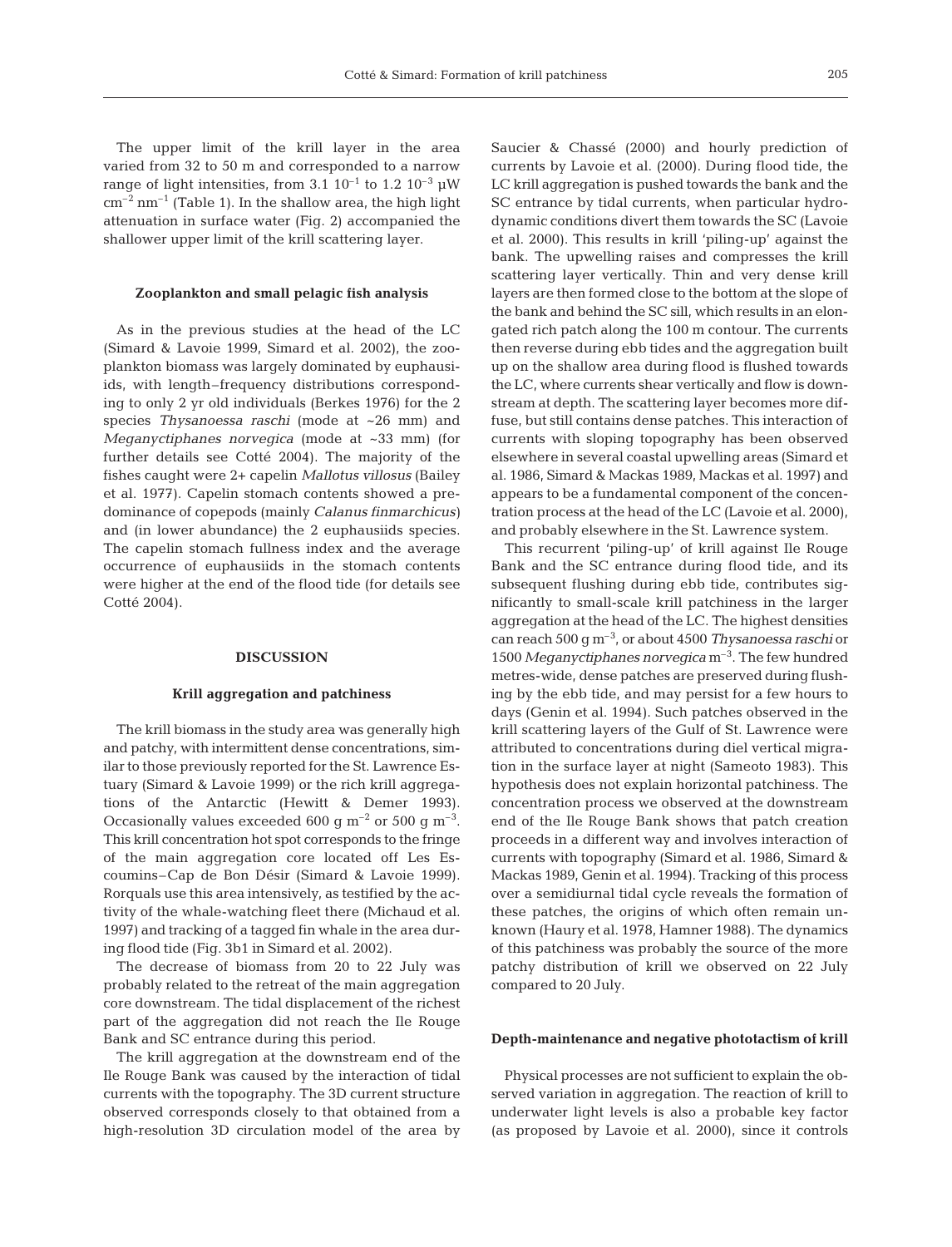The upper limit of the krill layer in the area varied from 32 to 50 m and corresponded to a narrow range of light intensities, from 3.1 $10^{-1}$ to 1.2 $10^{-3}$ µW $cm^{-2}$ $nm^{-1}$ (Table 1). In the shallow area, the high light attenuation in surface water (Fig. 2) accompanied the shallower upper limit of the krill scattering layer.

### Zooplankton and small pelagic fish analysis

As in the previous studies at the head of the LC (Simard & Lavoie 1999, Simard et al. 2002), the zooplankton biomass was largely dominated by euphausiids, with length–frequency distributions corresponding to only 2 yr old individuals (Berkes 1976) for the 2 species *Thysanoessa raschi* (mode at ~26 mm) and *Meganyctiphanes norvegica* (mode at ~33 mm) (for further details see Cotté 2004). The majority of the fishes caught were 2+ capelin *Mallotus villosus* (Bailey et al. 1977). Capelin stomach contents showed a predominance of copepods (mainly *Calanus finmarchicus*) and (in lower abundance) the 2 euphausiids species. The capelin stomach fullness index and the average occurrence of euphausiids in the stomach contents were higher at the end of the flood tide (for details see Cotté 2004).

## DISCUSSION

### Krill aggregation and patchiness

The krill biomass in the study area was generally high and patchy, with intermittent dense concentrations, similar to those previously reported for the St. Lawrence Estuary (Simard & Lavoie 1999) or the rich krill aggregations of the Antarctic (Hewitt & Demer 1993). Occasionally values exceeded 600 g $m^{-2}$ or 500 g $m^{-3}$. This krill concentration hot spot corresponds to the fringe of the main aggregation core located off Les Escoumins–Cap de Bon Désir (Simard & Lavoie 1999). Rorquals use this area intensively, as testified by the activity of the whale-watching fleet there (Michaud et al. 1997) and tracking of a tagged fin whale in the area during flood tide (Fig. 3b1 in Simard et al. 2002).

The decrease of biomass from 20 to 22 July was probably related to the retreat of the main aggregation core downstream. The tidal displacement of the richest part of the aggregation did not reach the Ile Rouge Bank and SC entrance during this period.

The krill aggregation at the downstream end of the Ile Rouge Bank was caused by the interaction of tidal currents with the topography. The 3D current structure observed corresponds closely to that obtained from a high-resolution 3D circulation model of the area by Saucier & Chassé (2000) and hourly prediction of currents by Lavoie et al. (2000). During flood tide, the LC krill aggregation is pushed towards the bank and the SC entrance by tidal currents, when particular hydrodynamic conditions divert them towards the SC (Lavoie et al. 2000). This results in krill 'piling-up' against the bank. The upwelling raises and compresses the krill scattering layer vertically. Thin and very dense krill layers are then formed close to the bottom at the slope of the bank and behind the SC sill, which results in an elongated rich patch along the 100 m contour. The currents then reverse during ebb tides and the aggregation built up on the shallow area during flood is flushed towards the LC, where currents shear vertically and flow is downstream at depth. The scattering layer becomes more diffuse, but still contains dense patches. This interaction of currents with sloping topography has been observed elsewhere in several coastal upwelling areas (Simard et al. 1986, Simard & Mackas 1989, Mackas et al. 1997) and appears to be a fundamental component of the concentration process at the head of the LC (Lavoie et al. 2000), and probably elsewhere in the St. Lawrence system.

This recurrent 'piling-up' of krill against Ile Rouge Bank and the SC entrance during flood tide, and its subsequent flushing during ebb tide, contributes significantly to small-scale krill patchiness in the larger aggregation at the head of the LC. The highest densities can reach 500 g $m^{-3}$, or about 4500 *Thysanoessa raschi* or 1500 *Meganyctiphanes norvegica* $m^{-3}$. The few hundred metres-wide, dense patches are preserved during flushing by the ebb tide, and may persist for a few hours to days (Genin et al. 1994). Such patches observed in the krill scattering layers of the Gulf of St. Lawrence were attributed to concentrations during diel vertical migration in the surface layer at night (Sameoto 1983). This hypothesis does not explain horizontal patchiness. The concentration process we observed at the downstream end of the Ile Rouge Bank shows that patch creation proceeds in a different way and involves interaction of currents with topography (Simard et al. 1986, Simard & Mackas 1989, Genin et al. 1994). Tracking of this process over a semidiurnal tidal cycle reveals the formation of these patches, the origins of which often remain unknown (Haury et al. 1978, Hamner 1988). The dynamics of this patchiness was probably the source of the more patchy distribution of krill we observed on 22 July compared to 20 July.

### Depth-maintenance and negative phototactism of krill

Physical processes are not sufficient to explain the observed variation in aggregation. The reaction of krill to underwater light levels is also a probable key factor (as proposed by Lavoie et al. 2000), since it controls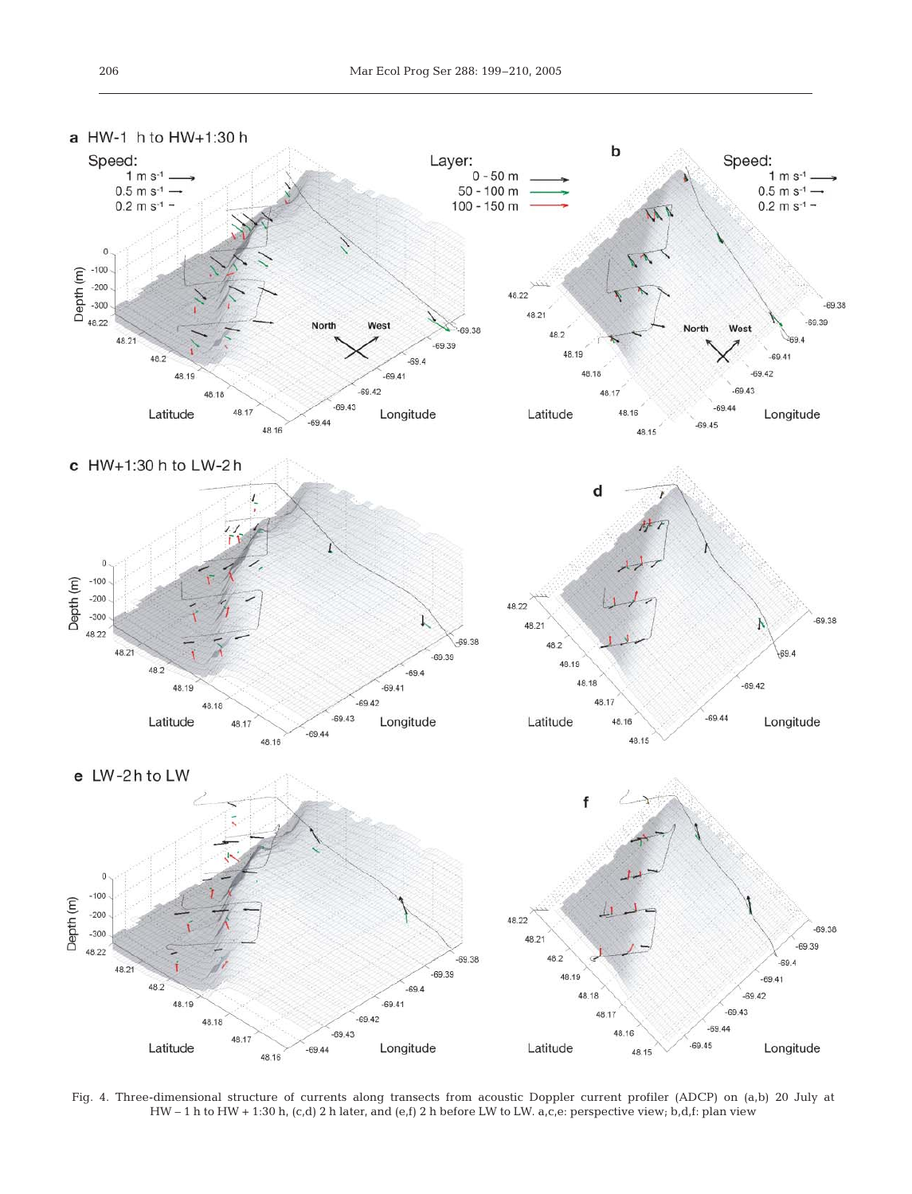Fig. 4. Three-dimensional structure of currents along transects from acoustic Doppler current profiler (ADCP) on (a,b) 20 July at HW – 1 h to HW + 1:30 h, (c,d) 2 h later, and (e,f) 2 h before LW to LW. a,c,e: perspective view; b,d,f: plan view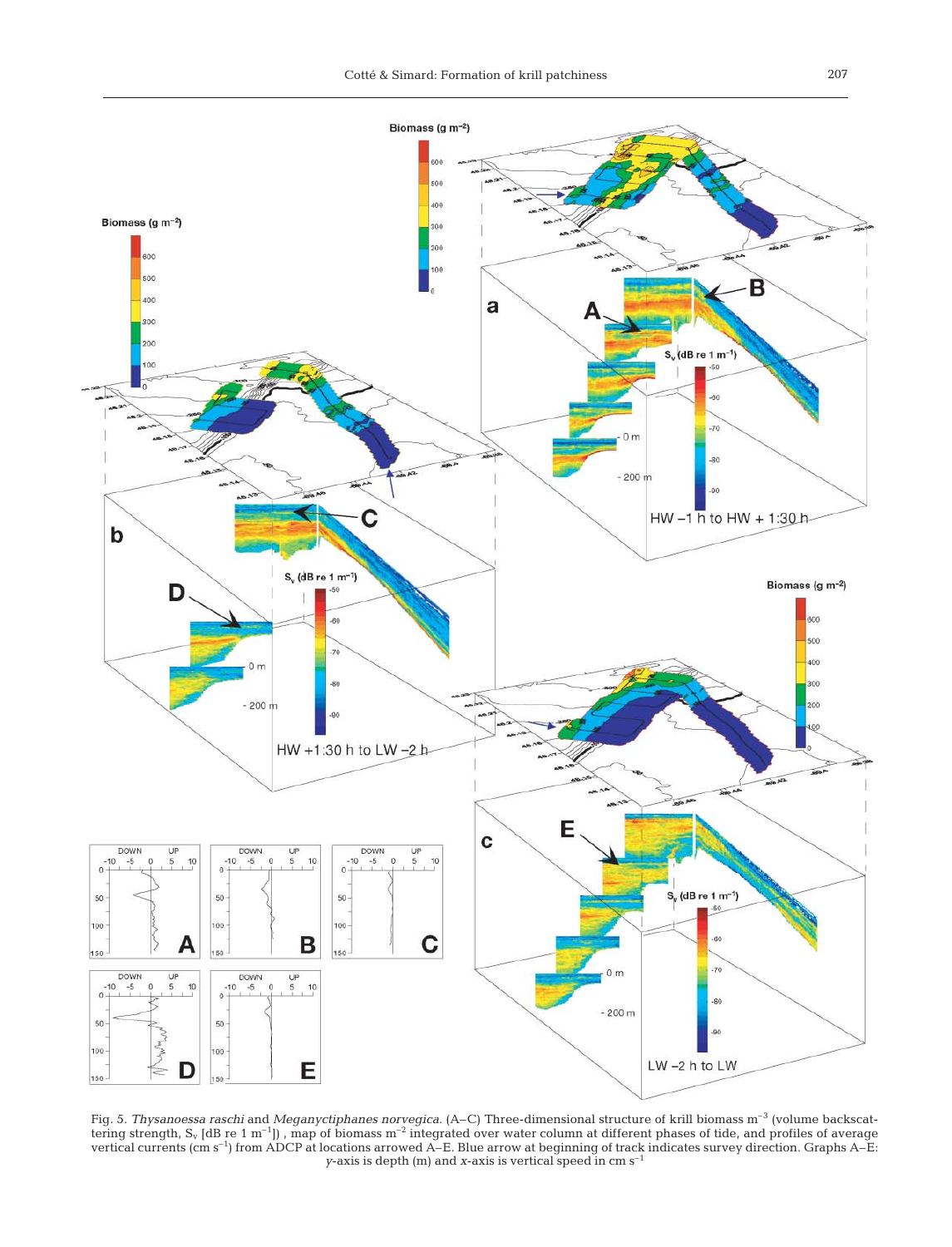Fig. 5. *Thysanoessa raschi* and *Meganyctiphanes norvegica*. (A–C) Three-dimensional structure of krill biomass $m^{-3}$ (volume backscattering strength, $S_v$ [dB re 1 $m^{-1}$]) , map of biomass $m^{-2}$ integrated over water column at different phases of tide, and profiles of average vertical currents (cm $s^{-1}$) from ADCP at locations arrowed A–E. Blue arrow at beginning of track indicates survey direction. Graphs A–E: *y*-axis is depth (m) and *x*-axis is vertical speed in cm $s^{-1}$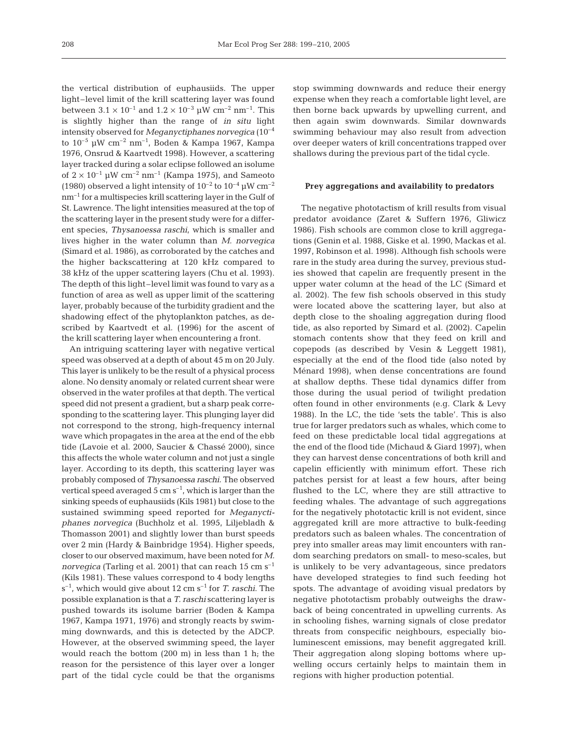the vertical distribution of euphausiids. The upper light–level limit of the krill scattering layer was found between $3.1 \times 10^{-1}$ and $1.2 \times 10^{-3}$ µW cm$^{-2}$ nm$^{-1}$. This is slightly higher than the range of *in situ* light intensity observed for *Meganyctiphanes norvegica* ($10^{-4}$ to $10^{-5}$ µW cm$^{-2}$ nm$^{-1}$, Boden & Kampa 1967, Kampa 1976, Onsrud & Kaartvedt 1998). However, a scattering layer tracked during a solar eclipse followed an isolume of $2 \times 10^{-1}$ µW cm$^{-2}$ nm$^{-1}$ (Kampa 1975), and Sameoto (1980) observed a light intensity of $10^{-2}$ to $10^{-4}$ µW cm$^{-2}$ nm$^{-1}$ for a multispecies krill scattering layer in the Gulf of St. Lawrence. The light intensities measured at the top of the scattering layer in the present study were for a different species, *Thysanoessa raschi*, which is smaller and lives higher in the water column than *M. norvegica* (Simard et al. 1986), as corroborated by the catches and the higher backscattering at 120 kHz compared to 38 kHz of the upper scattering layers (Chu et al. 1993). The depth of this light–level limit was found to vary as a function of area as well as upper limit of the scattering layer, probably because of the turbidity gradient and the shadowing effect of the phytoplankton patches, as described by Kaartvedt et al. (1996) for the ascent of the krill scattering layer when encountering a front.

An intriguing scattering layer with negative vertical speed was observed at a depth of about 45 m on 20 July. This layer is unlikely to be the result of a physical process alone. No density anomaly or related current shear were observed in the water profiles at that depth. The vertical speed did not present a gradient, but a sharp peak corresponding to the scattering layer. This plunging layer did not correspond to the strong, high-frequency internal wave which propagates in the area at the end of the ebb tide (Lavoie et al. 2000, Saucier & Chassé 2000), since this affects the whole water column and not just a single layer. According to its depth, this scattering layer was probably composed of *Thysanoessa raschi*. The observed vertical speed averaged 5 cm s$^{-1}$, which is larger than the sinking speeds of euphausiids (Kils 1981) but close to the sustained swimming speed reported for *Meganyctiphanes norvegica* (Buchholz et al. 1995, Liljebladh & Thomasson 2001) and slightly lower than burst speeds over 2 min (Hardy & Bainbridge 1954). Higher speeds, closer to our observed maximum, have been noted for *M. norvegica* (Tarling et al. 2001) that can reach 15 cm s$^{-1}$ (Kils 1981). These values correspond to 4 body lengths s$^{-1}$, which would give about 12 cm s$^{-1}$ for *T. raschi*. The possible explanation is that a *T. raschi* scattering layer is pushed towards its isolume barrier (Boden & Kampa 1967, Kampa 1971, 1976) and strongly reacts by swimming downwards, and this is detected by the ADCP. However, at the observed swimming speed, the layer would reach the bottom (200 m) in less than 1 h; the reason for the persistence of this layer over a longer part of the tidal cycle could be that the organisms stop swimming downwards and reduce their energy expense when they reach a comfortable light level, are then borne back upwards by upwelling current, and then again swim downwards. Similar downwards swimming behaviour may also result from advection over deeper waters of krill concentrations trapped over shallows during the previous part of the tidal cycle.

### Prey aggregations and availability to predators

The negative phototactism of krill results from visual predator avoidance (Zaret & Suffern 1976, Gliwicz 1986). Fish schools are common close to krill aggregations (Genin et al. 1988, Giske et al. 1990, Mackas et al. 1997, Robinson et al. 1998). Although fish schools were rare in the study area during the survey, previous studies showed that capelin are frequently present in the upper water column at the head of the LC (Simard et al. 2002). The few fish schools observed in this study were located above the scattering layer, but also at depth close to the shoaling aggregation during flood tide, as also reported by Simard et al. (2002). Capelin stomach contents show that they feed on krill and copepods (as described by Vesin & Leggett 1981), especially at the end of the flood tide (also noted by Ménard 1998), when dense concentrations are found at shallow depths. These tidal dynamics differ from those during the usual period of twilight predation often found in other environments (e.g. Clark & Levy 1988). In the LC, the tide 'sets the table'. This is also true for larger predators such as whales, which come to feed on these predictable local tidal aggregations at the end of the flood tide (Michaud & Giard 1997), when they can harvest dense concentrations of both krill and capelin efficiently with minimum effort. These rich patches persist for at least a few hours, after being flushed to the LC, where they are still attractive to feeding whales. The advantage of such aggregations for the negatively phototactic krill is not evident, since aggregated krill are more attractive to bulk-feeding predators such as baleen whales. The concentration of prey into smaller areas may limit encounters with random searching predators on small- to meso-scales, but is unlikely to be very advantageous, since predators have developed strategies to find such feeding hot spots. The advantage of avoiding visual predators by negative phototactism probably outweighs the drawback of being concentrated in upwelling currents. As in schooling fishes, warning signals of close predator threats from conspecific neighbours, especially bioluminescent emissions, may benefit aggregated krill. Their aggregation along sloping bottoms where upwelling occurs certainly helps to maintain them in regions with higher production potential.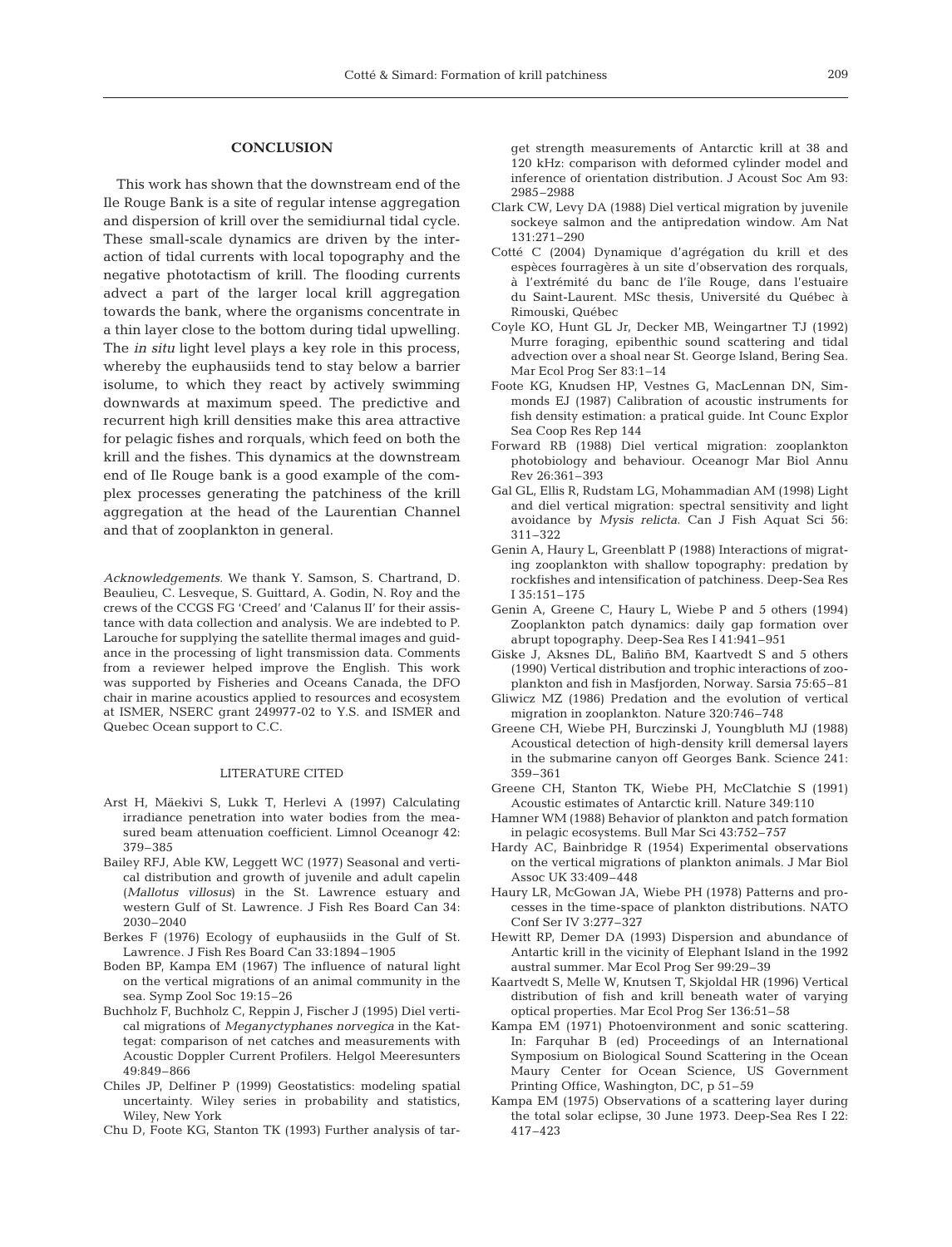## CONCLUSION

This work has shown that the downstream end of the Ile Rouge Bank is a site of regular intense aggregation and dispersion of krill over the semidiurnal tidal cycle. These small-scale dynamics are driven by the interaction of tidal currents with local topography and the negative phototactism of krill. The flooding currents advect a part of the larger local krill aggregation towards the bank, where the organisms concentrate in a thin layer close to the bottom during tidal upwelling. The *in situ* light level plays a key role in this process, whereby the euphausiids tend to stay below a barrier isolume, to which they react by actively swimming downwards at maximum speed. The predictive and recurrent high krill densities make this area attractive for pelagic fishes and rorquals, which feed on both the krill and the fishes. This dynamics at the downstream end of Ile Rouge bank is a good example of the complex processes generating the patchiness of the krill aggregation at the head of the Laurentian Channel and that of zooplankton in general.

*Acknowledgements.* We thank Y. Samson, S. Chartrand, D. Beaulieu, C. Lesveque, S. Guittard, A. Godin, N. Roy and the crews of the CCGS FG 'Creed' and 'Calanus II' for their assistance with data collection and analysis. We are indebted to P. Larouche for supplying the satellite thermal images and guidance in the processing of light transmission data. Comments from a reviewer helped improve the English. This work was supported by Fisheries and Oceans Canada, the DFO chair in marine acoustics applied to resources and ecosystem at ISMER, NSERC grant 249977-02 to Y.S. and ISMER and Quebec Ocean support to C.C.

## LITERATURE CITED

- Arst H, Mäekivi S, Lukk T, Herlevi A (1997) Calculating irradiance penetration into water bodies from the measured beam attenuation coefficient. Limnol Oceanogr 42: 379–385
- Bailey RFJ, Able KW, Leggett WC (1977) Seasonal and vertical distribution and growth of juvenile and adult capelin (*Mallotus villosus*) in the St. Lawrence estuary and western Gulf of St. Lawrence. J Fish Res Board Can 34: 2030–2040
- Berkes F (1976) Ecology of euphausiids in the Gulf of St. Lawrence. J Fish Res Board Can 33:1894–1905
- Boden BP, Kampa EM (1967) The influence of natural light on the vertical migrations of an animal community in the sea. Symp Zool Soc 19:15–26
- Buchholz F, Buchholz C, Reppin J, Fischer J (1995) Diel vertical migrations of *Meganyctyphanes norvegica* in the Kattegat: comparison of net catches and measurements with Acoustic Doppler Current Profilers. Helgol Meeresunters 49:849–866
- Chiles JP, Delfiner P (1999) Geostatistics: modeling spatial uncertainty. Wiley series in probability and statistics, Wiley, New York
- Chu D, Foote KG, Stanton TK (1993) Further analysis of target strength measurements of Antarctic krill at 38 and 120 kHz: comparison with deformed cylinder model and inference of orientation distribution. J Acoust Soc Am 93: 2985–2988
- Clark CW, Levy DA (1988) Diel vertical migration by juvenile sockeye salmon and the antipredation window. Am Nat 131:271–290
- Cotté C (2004) Dynamique d'agrégation du krill et des espèces fourragères à un site d'observation des rorquals, à l'extrémité du banc de l'île Rouge, dans l'estuaire du Saint-Laurent. MSc thesis, Université du Québec à Rimouski, Québec
- Coyle KO, Hunt GL Jr, Decker MB, Weingartner TJ (1992) Murre foraging, epibenthic sound scattering and tidal advection over a shoal near St. George Island, Bering Sea. Mar Ecol Prog Ser 83:1–14
- Foote KG, Knudsen HP, Vestnes G, MacLennan DN, Simmonds EJ (1987) Calibration of acoustic instruments for fish density estimation: a pratical guide. Int Counc Explor Sea Coop Res Rep 144
- Forward RB (1988) Diel vertical migration: zooplankton photobiology and behaviour. Oceanogr Mar Biol Annu Rev 26:361–393
- Gal GL, Ellis R, Rudstam LG, Mohammadian AM (1998) Light and diel vertical migration: spectral sensitivity and light avoidance by *Mysis relicta*. Can J Fish Aquat Sci 56: 311–322
- Genin A, Haury L, Greenblatt P (1988) Interactions of migrating zooplankton with shallow topography: predation by rockfishes and intensification of patchiness. Deep-Sea Res I 35:151–175
- Genin A, Greene C, Haury L, Wiebe P and 5 others (1994) Zooplankton patch dynamics: daily gap formation over abrupt topography. Deep-Sea Res I 41:941–951
- Giske J, Aksnes DL, Baliño BM, Kaartvedt S and 5 others (1990) Vertical distribution and trophic interactions of zooplankton and fish in Masfjorden, Norway. Sarsia 75:65–81
- Gliwicz MZ (1986) Predation and the evolution of vertical migration in zooplankton. Nature 320:746–748
- Greene CH, Wiebe PH, Burczinski J, Youngbluth MJ (1988) Acoustical detection of high-density krill demersal layers in the submarine canyon off Georges Bank. Science 241: 359–361
- Greene CH, Stanton TK, Wiebe PH, McClatchie S (1991) Acoustic estimates of Antarctic krill. Nature 349:110
- Hamner WM (1988) Behavior of plankton and patch formation in pelagic ecosystems. Bull Mar Sci 43:752–757
- Hardy AC, Bainbridge R (1954) Experimental observations on the vertical migrations of plankton animals. J Mar Biol Assoc UK 33:409–448
- Haury LR, McGowan JA, Wiebe PH (1978) Patterns and processes in the time-space of plankton distributions. NATO Conf Ser IV 3:277–327
- Hewitt RP, Demer DA (1993) Dispersion and abundance of Antartic krill in the vicinity of Elephant Island in the 1992 austral summer. Mar Ecol Prog Ser 99:29–39
- Kaartvedt S, Melle W, Knutsen T, Skjoldal HR (1996) Vertical distribution of fish and krill beneath water of varying optical properties. Mar Ecol Prog Ser 136:51–58
- Kampa EM (1971) Photoenvironment and sonic scattering. In: Farquhar B (ed) Proceedings of an International Symposium on Biological Sound Scattering in the Ocean Maury Center for Ocean Science, US Government Printing Office, Washington, DC, p 51–59
- Kampa EM (1975) Observations of a scattering layer during the total solar eclipse, 30 June 1973. Deep-Sea Res I 22: 417–423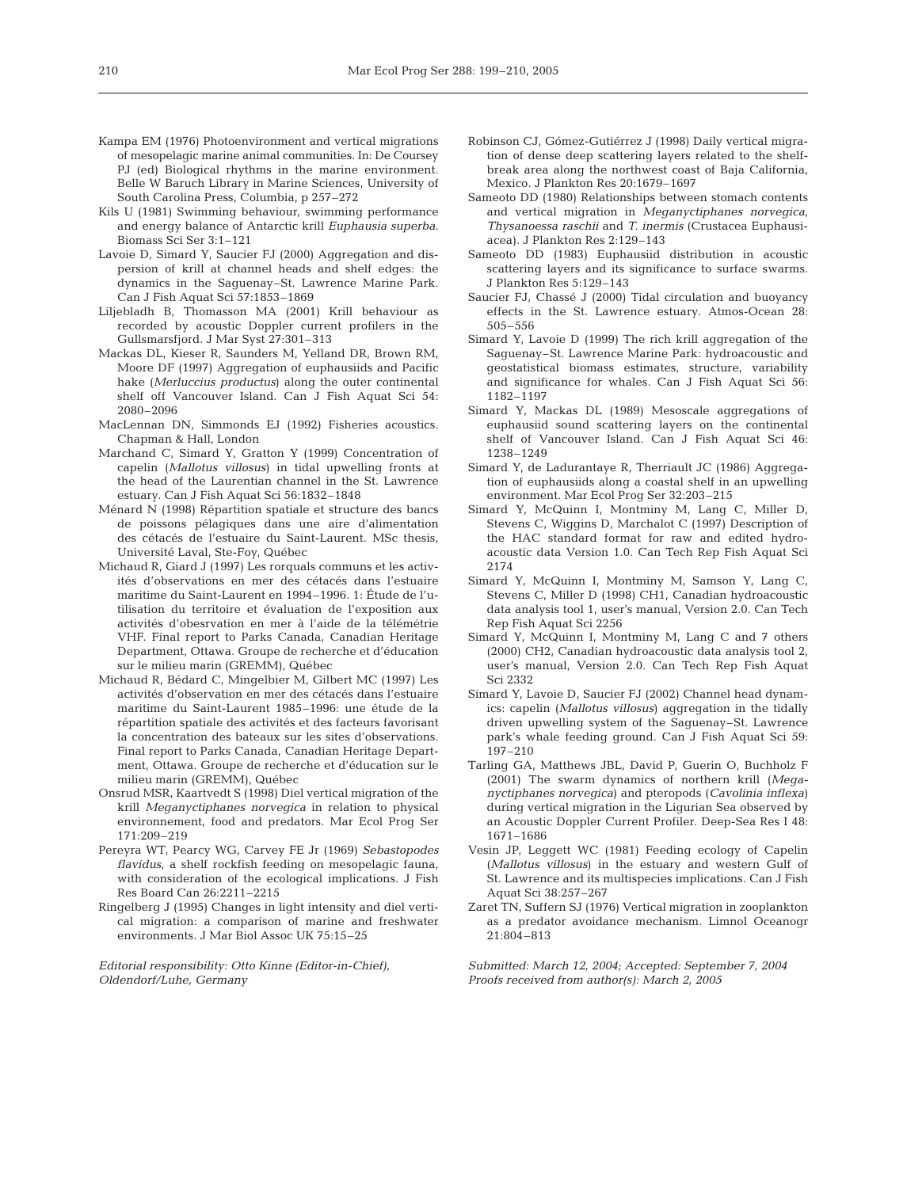Kampa EM (1976) Photoenvironment and vertical migrations of mesopelagic marine animal communities. In: De Coursey PJ (ed) Biological rhythms in the marine environment. Belle W Baruch Library in Marine Sciences, University of South Carolina Press, Columbia, p 257–272

Kils U (1981) Swimming behaviour, swimming performance and energy balance of Antarctic krill *Euphausia superba*. Biomass Sci Ser 3:1–121

Lavoie D, Simard Y, Saucier FJ (2000) Aggregation and dispersion of krill at channel heads and shelf edges: the dynamics in the Saguenay–St. Lawrence Marine Park. Can J Fish Aquat Sci 57:1853–1869

Liljebladh B, Thomasson MA (2001) Krill behaviour as recorded by acoustic Doppler current profilers in the Gullsmarsfjord. J Mar Syst 27:301–313

Mackas DL, Kieser R, Saunders M, Yelland DR, Brown RM, Moore DF (1997) Aggregation of euphausiids and Pacific hake (*Merluccius productus*) along the outer continental shelf off Vancouver Island. Can J Fish Aquat Sci 54: 2080–2096

MacLennan DN, Simmonds EJ (1992) Fisheries acoustics. Chapman & Hall, London

Marchand C, Simard Y, Gratton Y (1999) Concentration of capelin (*Mallotus villosus*) in tidal upwelling fronts at the head of the Laurentian channel in the St. Lawrence estuary. Can J Fish Aquat Sci 56:1832–1848

Ménard N (1998) Répartition spatiale et structure des bancs de poissons pélagiques dans une aire d'alimentation des cétacés de l'estuaire du Saint-Laurent. MSc thesis, Université Laval, Ste-Foy, Québec

Michaud R, Giard J (1997) Les rorquals communs et les activités d'observations en mer des cétacés dans l'estuaire maritime du Saint-Laurent en 1994–1996. 1: Étude de l'utilisation du territoire et évaluation de l'exposition aux activités d'obesrvation en mer à l'aide de la télémétrie VHF. Final report to Parks Canada, Canadian Heritage Department, Ottawa. Groupe de recherche et d'éducation sur le milieu marin (GREMM), Québec

Michaud R, Bédard C, Mingelbier M, Gilbert MC (1997) Les activités d'observation en mer des cétacés dans l'estuaire maritime du Saint-Laurent 1985–1996: une étude de la répartition spatiale des activités et des facteurs favorisant la concentration des bateaux sur les sites d'observations. Final report to Parks Canada, Canadian Heritage Department, Ottawa. Groupe de recherche et d'éducation sur le milieu marin (GREMM), Québec

Onsrud MSR, Kaartvedt S (1998) Diel vertical migration of the krill *Meganyctiphanes norvegica* in relation to physical environnement, food and predators. Mar Ecol Prog Ser 171:209–219

Pereyra WT, Pearcy WG, Carvey FE Jr (1969) *Sebastopodes flavidus*, a shelf rockfish feeding on mesopelagic fauna, with consideration of the ecological implications. J Fish Res Board Can 26:2211–2215

Ringelberg J (1995) Changes in light intensity and diel vertical migration: a comparison of marine and freshwater environments. J Mar Biol Assoc UK 75:15–25

Robinson CJ, Gómez-Gutiérrez J (1998) Daily vertical migration of dense deep scattering layers related to the shelf-break area along the northwest coast of Baja California, Mexico. J Plankton Res 20:1679–1697

Sameoto DD (1980) Relationships between stomach contents and vertical migration in *Meganyctiphanes norvegica*, *Thysanoessa raschii* and *T. inermis* (Crustacea Euphausiacea). J Plankton Res 2:129–143

Sameoto DD (1983) Euphausiid distribution in acoustic scattering layers and its significance to surface swarms. J Plankton Res 5:129–143

Saucier FJ, Chassé J (2000) Tidal circulation and buoyancy effects in the St. Lawrence estuary. Atmos-Ocean 28: 505–556

Simard Y, Lavoie D (1999) The rich krill aggregation of the Saguenay–St. Lawrence Marine Park: hydroacoustic and geostatistical biomass estimates, structure, variability and significance for whales. Can J Fish Aquat Sci 56: 1182–1197

Simard Y, Mackas DL (1989) Mesoscale aggregations of euphausiid sound scattering layers on the continental shelf of Vancouver Island. Can J Fish Aquat Sci 46: 1238–1249

Simard Y, de Ladurantaye R, Therriault JC (1986) Aggregation of euphausiids along a coastal shelf in an upwelling environment. Mar Ecol Prog Ser 32:203–215

Simard Y, McQuinn I, Montminy M, Lang C, Miller D, Stevens C, Wiggins D, Marchalot C (1997) Description of the HAC standard format for raw and edited hydroacoustic data Version 1.0. Can Tech Rep Fish Aquat Sci 2174

Simard Y, McQuinn I, Montminy M, Samson Y, Lang C, Stevens C, Miller D (1998) CH1, Canadian hydroacoustic data analysis tool 1, user's manual, Version 2.0. Can Tech Rep Fish Aquat Sci 2256

Simard Y, McQuinn I, Montminy M, Lang C and 7 others (2000) CH2, Canadian hydroacoustic data analysis tool 2, user's manual, Version 2.0. Can Tech Rep Fish Aquat Sci 2332

Simard Y, Lavoie D, Saucier FJ (2002) Channel head dynamics: capelin (*Mallotus villosus*) aggregation in the tidally driven upwelling system of the Saguenay–St. Lawrence park's whale feeding ground. Can J Fish Aquat Sci 59: 197–210

Tarling GA, Matthews JBL, David P, Guerin O, Buchholz F (2001) The swarm dynamics of northern krill (*Meganyctiphanes norvegica*) and pteropods (*Cavolinia inflexa*) during vertical migration in the Ligurian Sea observed by an Acoustic Doppler Current Profiler. Deep-Sea Res I 48: 1671–1686

Vesin JP, Leggett WC (1981) Feeding ecology of Capelin (*Mallotus villosus*) in the estuary and western Gulf of St. Lawrence and its multispecies implications. Can J Fish Aquat Sci 38:257–267

Zaret TN, Suffern SJ (1976) Vertical migration in zooplankton as a predator avoidance mechanism. Limnol Oceanogr 21:804–813

*Editorial responsibility: Otto Kinne (Editor-in-Chief), Oldendorf/Luhe, Germany*

*Submitted: March 12, 2004; Accepted: September 7, 2004*
*Proofs received from author(s): March 2, 2005*